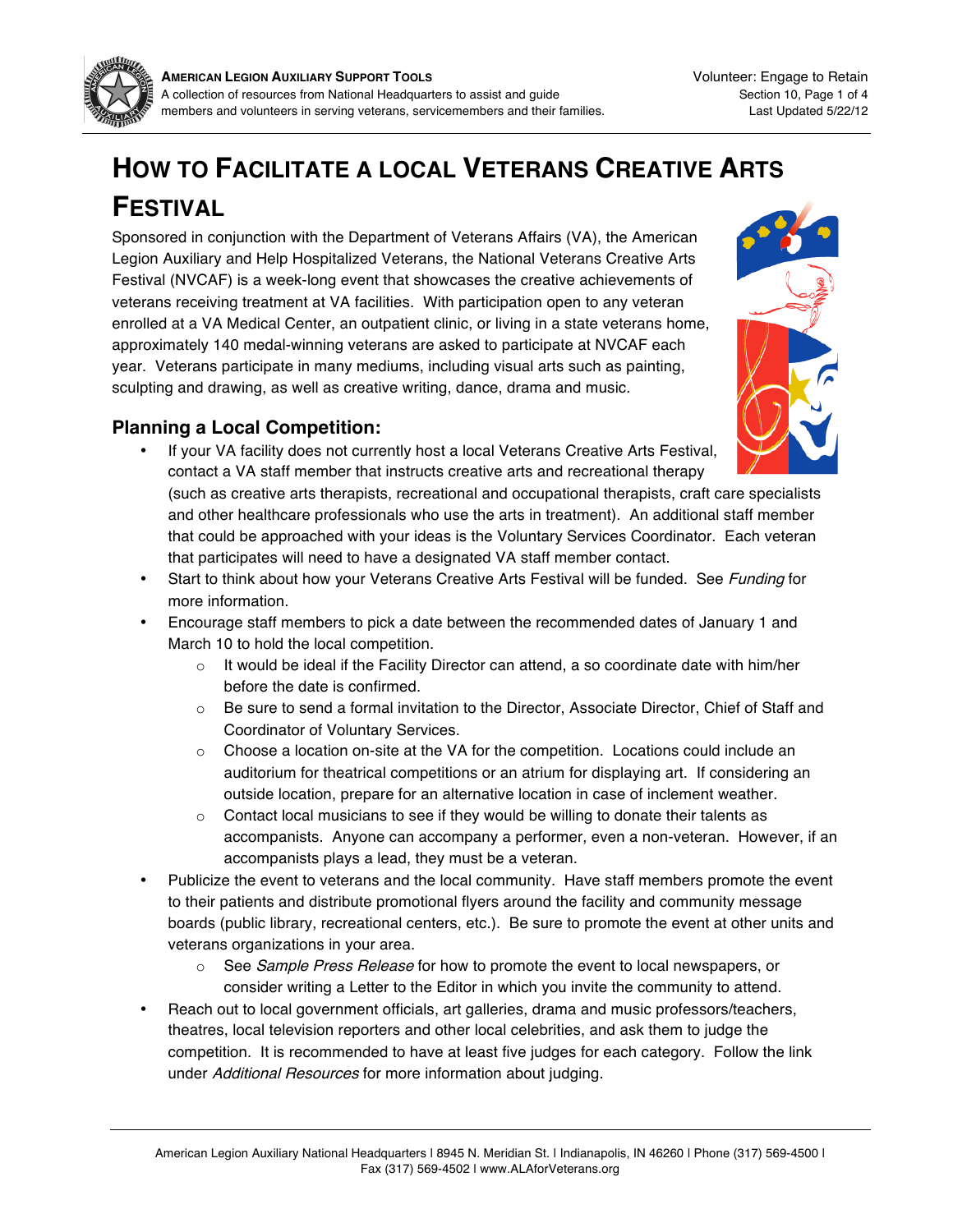# How to Facilitate a local Veterans Creative Arts Festival

Sponsored in conjunction with the Department of Veterans Affairs (VA), the American Legion Auxiliary and Help Hospitalized Veterans, the National Veterans Creative Arts Festival (NVCAF) is a week-long event that showcases the creative achievements of veterans receiving treatment at VA facilities. With participation open to any veteran enrolled at a VA Medical Center, an outpatient clinic, or living in a state veterans home, approximately 140 medal-winning veterans are asked to participate at NVCAF each year. Veterans participate in many mediums, including visual arts such as painting, sculpting and drawing, as well as creative writing, dance, drama and music.

## Planning a Local Competition:

- If your VA facility does not currently host a local Veterans Creative Arts Festival, contact a VA staff member that instructs creative arts and recreational therapy (such as creative arts therapists, recreational and occupational therapists, craft care specialists and other healthcare professionals who use the arts in treatment). An additional staff member that could be approached with your ideas is the Voluntary Services Coordinator. Each veteran that participates will need to have a designated VA staff member contact.
- Start to think about how your Veterans Creative Arts Festival will be funded. See *Funding* for more information.
- Encourage staff members to pick a date between the recommended dates of January 1 and March 10 to hold the local competition.
  - It would be ideal if the Facility Director can attend, a so coordinate date with him/her before the date is confirmed.
  - Be sure to send a formal invitation to the Director, Associate Director, Chief of Staff and Coordinator of Voluntary Services.
  - Choose a location on-site at the VA for the competition. Locations could include an auditorium for theatrical competitions or an atrium for displaying art. If considering an outside location, prepare for an alternative location in case of inclement weather.
  - Contact local musicians to see if they would be willing to donate their talents as accompanists. Anyone can accompany a performer, even a non-veteran. However, if an accompanists plays a lead, they must be a veteran.
- Publicize the event to veterans and the local community. Have staff members promote the event to their patients and distribute promotional flyers around the facility and community message boards (public library, recreational centers, etc.). Be sure to promote the event at other units and veterans organizations in your area.
  - See *Sample Press Release* for how to promote the event to local newspapers, or consider writing a Letter to the Editor in which you invite the community to attend.
- Reach out to local government officials, art galleries, drama and music professors/teachers, theatres, local television reporters and other local celebrities, and ask them to judge the competition. It is recommended to have at least five judges for each category. Follow the link under *Additional Resources* for more information about judging.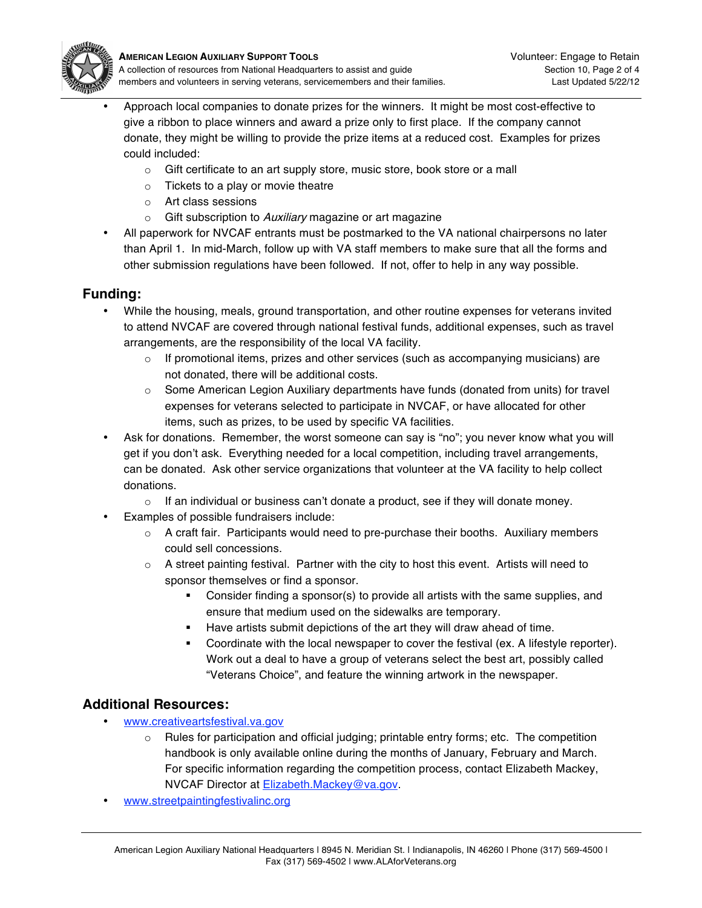- Approach local companies to donate prizes for the winners. It might be most cost-effective to give a ribbon to place winners and award a prize only to first place. If the company cannot donate, they might be willing to provide the prize items at a reduced cost. Examples for prizes could included:
    - Gift certificate to an art supply store, music store, book store or a mall
    - Tickets to a play or movie theatre
    - Art class sessions
    - Gift subscription to *Auxiliary* magazine or art magazine
- All paperwork for NVCAF entrants must be postmarked to the VA national chairpersons no later than April 1. In mid-March, follow up with VA staff members to make sure that all the forms and other submission regulations have been followed. If not, offer to help in any way possible.

## Funding:

- While the housing, meals, ground transportation, and other routine expenses for veterans invited to attend NVCAF are covered through national festival funds, additional expenses, such as travel arrangements, are the responsibility of the local VA facility.
    - If promotional items, prizes and other services (such as accompanying musicians) are not donated, there will be additional costs.
    - Some American Legion Auxiliary departments have funds (donated from units) for travel expenses for veterans selected to participate in NVCAF, or have allocated for other items, such as prizes, to be used by specific VA facilities.
- Ask for donations. Remember, the worst someone can say is "no"; you never know what you will get if you don't ask. Everything needed for a local competition, including travel arrangements, can be donated. Ask other service organizations that volunteer at the VA facility to help collect donations.
    - If an individual or business can't donate a product, see if they will donate money.
- Examples of possible fundraisers include:
    - A craft fair. Participants would need to pre-purchase their booths. Auxiliary members could sell concessions.
    - A street painting festival. Partner with the city to host this event. Artists will need to sponsor themselves or find a sponsor.
        - Consider finding a sponsor(s) to provide all artists with the same supplies, and ensure that medium used on the sidewalks are temporary.
        - Have artists submit depictions of the art they will draw ahead of time.
        - Coordinate with the local newspaper to cover the festival (ex. A lifestyle reporter). Work out a deal to have a group of veterans select the best art, possibly called "Veterans Choice", and feature the winning artwork in the newspaper.

## Additional Resources:

- [www.creativeartsfestival.va.gov](http://www.creativeartsfestival.va.gov)
    - Rules for participation and official judging; printable entry forms; etc. The competition handbook is only available online during the months of January, February and March. For specific information regarding the competition process, contact Elizabeth Mackey, NVCAF Director at [Elizabeth.Mackey@va.gov](mailto:Elizabeth.Mackey@va.gov).
- [www.streetpaintingfestivalinc.org](http://www.streetpaintingfestivalinc.org)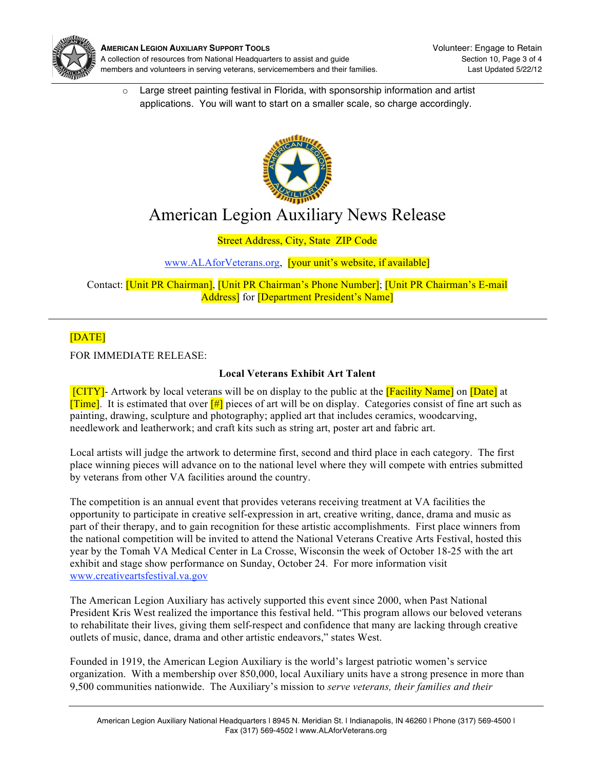- Large street painting festival in Florida, with sponsorship information and artist applications. You will want to start on a smaller scale, so charge accordingly.

# American Legion Auxiliary News Release

[Street Address, City, State ZIP Code]

www.ALAforVeterans.org, [your unit's website, if available]

Contact: [Unit PR Chairman], [Unit PR Chairman's Phone Number]; [Unit PR Chairman's E-mail Address] for [Department President's Name]

---

[DATE]

FOR IMMEDIATE RELEASE:

**Local Veterans Exhibit Art Talent**

[CITY]- Artwork by local veterans will be on display to the public at the [Facility Name] on [Date] at [Time]. It is estimated that over [#] pieces of art will be on display. Categories consist of fine art such as painting, drawing, sculpture and photography; applied art that includes ceramics, woodcarving, needlework and leatherwork; and craft kits such as string art, poster art and fabric art.

Local artists will judge the artwork to determine first, second and third place in each category. The first place winning pieces will advance on to the national level where they will compete with entries submitted by veterans from other VA facilities around the country.

The competition is an annual event that provides veterans receiving treatment at VA facilities the opportunity to participate in creative self-expression in art, creative writing, dance, drama and music as part of their therapy, and to gain recognition for these artistic accomplishments. First place winners from the national competition will be invited to attend the National Veterans Creative Arts Festival, hosted this year by the Tomah VA Medical Center in La Crosse, Wisconsin the week of October 18-25 with the art exhibit and stage show performance on Sunday, October 24. For more information visit www.creativeartsfestival.va.gov

The American Legion Auxiliary has actively supported this event since 2000, when Past National President Kris West realized the importance this festival held. "This program allows our beloved veterans to rehabilitate their lives, giving them self-respect and confidence that many are lacking through creative outlets of music, dance, drama and other artistic endeavors," states West.

Founded in 1919, the American Legion Auxiliary is the world's largest patriotic women's service organization. With a membership over 850,000, local Auxiliary units have a strong presence in more than 9,500 communities nationwide. The Auxiliary's mission to *serve veterans, their families and their*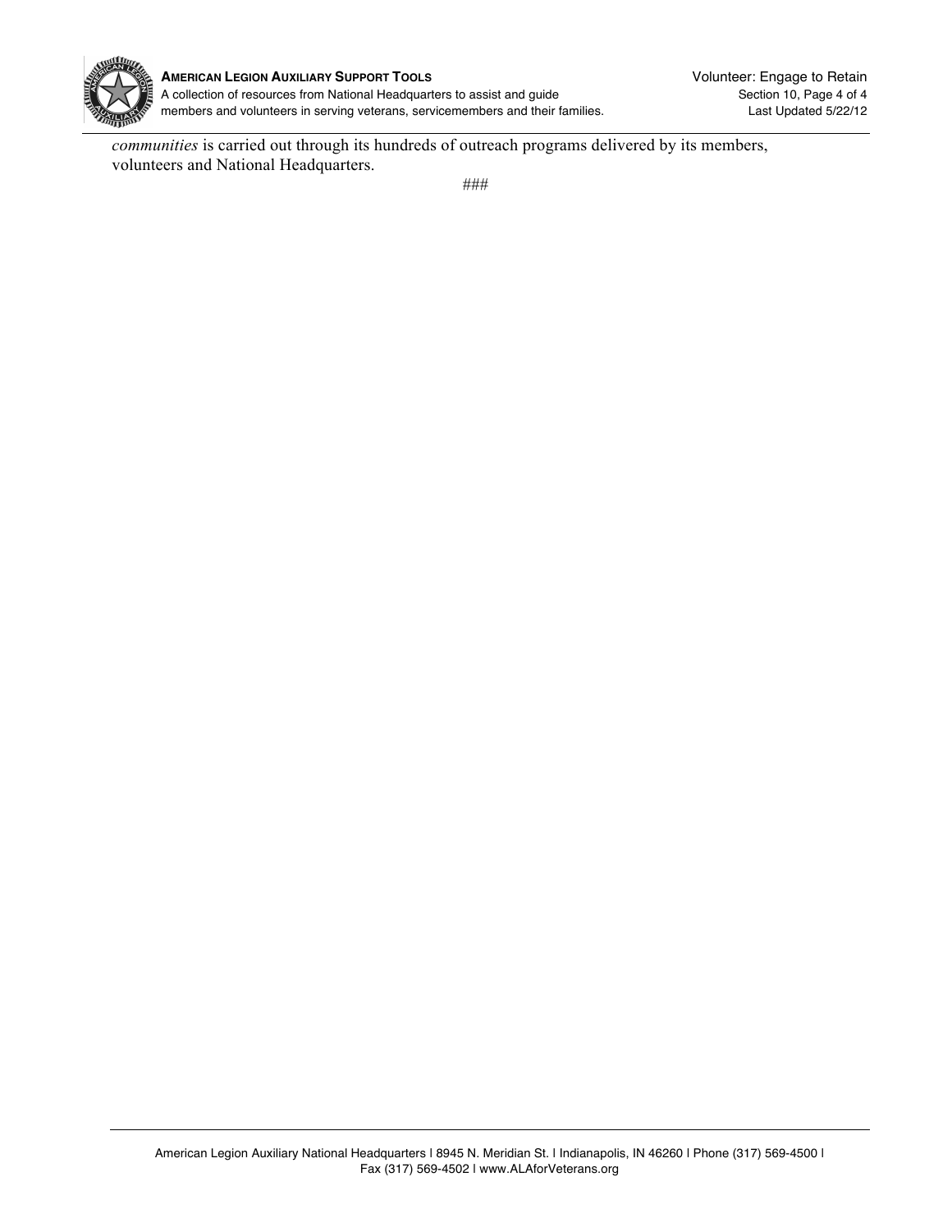*communities* is carried out through its hundreds of outreach programs delivered by its members, volunteers and National Headquarters.

###